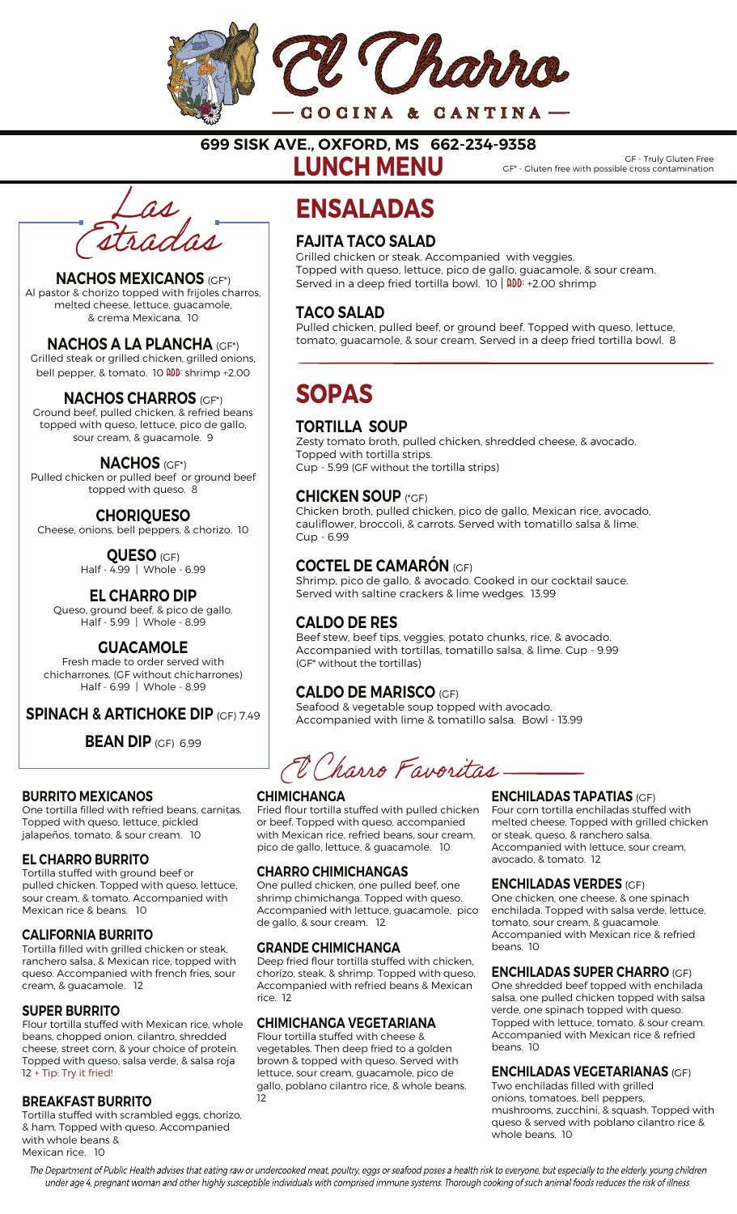# El Charro

COCINA & CANTINA

**699 SISK AVE., OXFORD, MS 662-234-9358**

## LUNCH MENU

GF - Truly Gluten Free
GF* - Gluten free with possible cross contamination

## Las Estradas

### NACHOS MEXICANOS (GF*)
Al pastor & chorizo topped with frijoles charros, melted cheese, lettuce, guacamole, & crema Mexicana. 10

### NACHOS A LA PLANCHA (GF*)
Grilled steak or grilled chicken, grilled onions, bell pepper, & tomato. 10 ADD: shrimp +2.00

### NACHOS CHARROS (GF*)
Ground beef, pulled chicken, & refried beans topped with queso, lettuce, pico de gallo, sour cream, & guacamole. 9

### NACHOS (GF*)
Pulled chicken or pulled beef or ground beef topped with queso. 8

### CHORIQUESO
Cheese, onions, bell peppers, & chorizo. 10

### QUESO (GF)
Half - 4.99 | Whole - 6.99

### EL CHARRO DIP
Queso, ground beef, & pico de gallo.
Half - 5.99 | Whole - 8.99

### GUACAMOLE
Fresh made to order served with chicharrones. (GF without chicharrones)
Half - 6.99 | Whole - 8.99

### SPINACH & ARTICHOKE DIP (GF) 7.49

### BEAN DIP (GF) 6.99

## ENSALADAS

### FAJITA TACO SALAD
Grilled chicken or steak. Accompanied with veggies.
Topped with queso, lettuce, pico de gallo, guacamole, & sour cream.
Served in a deep fried tortilla bowl. 10 | ADD: +2.00 shrimp

### TACO SALAD
Pulled chicken, pulled beef, or ground beef. Topped with queso, lettuce, tomato, guacamole, & sour cream. Served in a deep fried tortilla bowl. 8

## SOPAS

### TORTILLA SOUP
Zesty tomato broth, pulled chicken, shredded cheese, & avocado.
Topped with tortilla strips.
Cup - 5.99 (GF without the tortilla strips)

### CHICKEN SOUP (*GF)
Chicken broth, pulled chicken, pico de gallo, Mexican rice, avocado, cauliflower, broccoli, & carrots. Served with tomatillo salsa & lime.
Cup - 6.99

### COCTEL DE CAMARÓN (GF)
Shrimp, pico de gallo, & avocado. Cooked in our cocktail sauce.
Served with saltine crackers & lime wedges. 13.99

### CALDO DE RES
Beef stew, beef tips, veggies, potato chunks, rice, & avocado.
Accompanied with tortillas, tomatillo salsa, & lime. Cup - 9.99
(GF* without the tortillas)

### CALDO DE MARISCO (GF)
Seafood & vegetable soup topped with avocado.
Accompanied with lime & tomatillo salsa. Bowl - 13.99

## El Charro Favoritas

### BURRITO MEXICANOS
One tortilla filled with refried beans, carnitas. Topped with queso, lettuce, pickled jalapeños, tomato, & sour cream. 10

### EL CHARRO BURRITO
Tortilla stuffed with ground beef or pulled chicken. Topped with queso, lettuce, sour cream, & tomato. Accompanied with Mexican rice & beans. 10

### CALIFORNIA BURRITO
Tortilla filled with grilled chicken or steak, ranchero salsa, & Mexican rice, topped with queso. Accompanied with french fries, sour cream, & guacamole. 12

### SUPER BURRITO
Flour tortilla stuffed with Mexican rice, whole beans, chopped onion, cilantro, shredded cheese, street corn, & your choice of protein. Topped with queso, salsa verde, & salsa roja 12 + Tip: Try it fried!

### BREAKFAST BURRITO
Tortilla stuffed with scrambled eggs, chorizo, & ham. Topped with queso. Accompanied with whole beans & Mexican rice. 10

### CHIMICHANGA
Fried flour tortilla stuffed with pulled chicken or beef. Topped with queso, accompanied with Mexican rice, refried beans, sour cream, pico de gallo, lettuce, & guacamole. 10

### CHARRO CHIMICHANGAS
One pulled chicken, one pulled beef, one shrimp chimichanga. Topped with queso. Accompanied with lettuce, guacamole, pico de gallo, & sour cream. 12

### GRANDE CHIMICHANGA
Deep fried flour tortilla stuffed with chicken, chorizo, steak, & shrimp. Topped with queso. Accompanied with refried beans & Mexican rice. 12

### CHIMICHANGA VEGETARIANA
Flour tortilla stuffed with cheese & vegetables. Then deep fried to a golden brown & topped with queso. Served with lettuce, sour cream, guacamole, pico de gallo, poblano cilantro rice, & whole beans. 12

### ENCHILADAS TAPATIAS (GF)
Four corn tortilla enchiladas stuffed with melted cheese. Topped with grilled chicken or steak, queso, & ranchero salsa. Accompanied with lettuce, sour cream, avocado, & tomato. 12

### ENCHILADAS VERDES (GF)
One chicken, one cheese, & one spinach enchilada. Topped with salsa verde, lettuce, tomato, sour cream, & guacamole. Accompanied with Mexican rice & refried beans. 10

### ENCHILADAS SUPER CHARRO (GF)
One shredded beef topped with enchilada salsa, one pulled chicken topped with salsa verde, one spinach topped with queso. Topped with lettuce, tomato, & sour cream. Accompanied with Mexican rice & refried beans. 10

### ENCHILADAS VEGETARIANAS (GF)
Two enchiladas filled with grilled onions, tomatoes, bell peppers, mushrooms, zucchini, & squash. Topped with queso & served with poblano cilantro rice & whole beans. 10

*The Department of Public Health advises that eating raw or undercooked meat, poultry, eggs or seafood poses a health risk to everyone, but especially to the elderly, young children under age 4, pregnant woman and other highly susceptible individuals with comprised immune systems. Thorough cooking of such animal foods reduces the risk of illness.*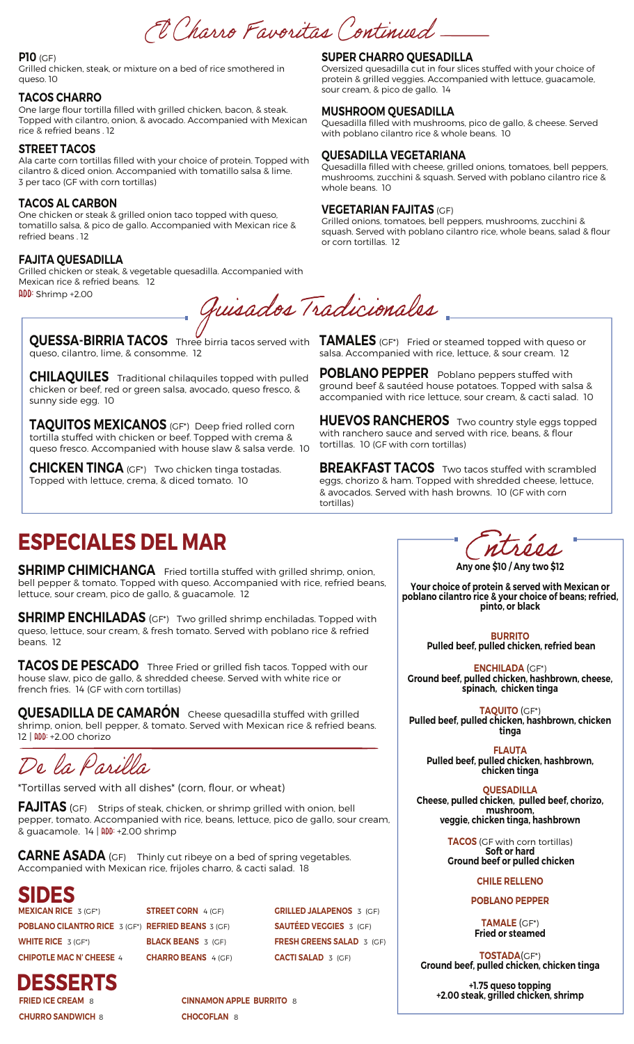# El Charro Favoritas Continued

**P10** (GF)
Grilled chicken, steak, or mixture on a bed of rice smothered in queso. 10

**TACOS CHARRO**
One large flour tortilla filled with grilled chicken, bacon, & steak. Topped with cilantro, onion, & avocado. Accompanied with Mexican rice & refried beans . 12

**STREET TACOS**
Ala carte corn tortillas filled with your choice of protein. Topped with cilantro & diced onion. Accompanied with tomatillo salsa & lime. 3 per taco (GF with corn tortillas)

**TACOS AL CARBON**
One chicken or steak & grilled onion taco topped with queso, tomatillo salsa, & pico de gallo. Accompanied with Mexican rice & refried beans . 12

**FAJITA QUESADILLA**
Grilled chicken or steak, & vegetable quesadilla. Accompanied with Mexican rice & refried beans. 12
ADD: Shrimp +2.00

**SUPER CHARRO QUESADILLA**
Oversized quesadilla cut in four slices stuffed with your choice of protein & grilled veggies. Accompanied with lettuce, guacamole, sour cream, & pico de gallo. 14

**MUSHROOM QUESADILLA**
Quesadilla filled with mushrooms, pico de gallo, & cheese. Served with poblano cilantro rice & whole beans. 10

**QUESADILLA VEGETARIANA**
Quesadilla filled with cheese, grilled onions, tomatoes, bell peppers, mushrooms, zucchini & squash. Served with poblano cilantro rice & whole beans. 10

**VEGETARIAN FAJITAS** (GF)
Grilled onions, tomatoes, bell peppers, mushrooms, zucchini & squash. Served with poblano cilantro rice, whole beans, salad & flour or corn tortillas. 12

## Guisados Tradicionales

**QUESSA-BIRRIA TACOS** Three birria tacos served with queso, cilantro, lime, & consomme. 12

**CHILAQUILES** Traditional chilaquiles topped with pulled chicken or beef, red or green salsa, avocado, queso fresco, & sunny side egg. 10

**TAQUITOS MEXICANOS** (GF*) Deep fried rolled corn tortilla stuffed with chicken or beef. Topped with crema & queso fresco. Accompanied with house slaw & salsa verde. 10

**CHICKEN TINGA** (GF*) Two chicken tinga tostadas. Topped with lettuce, crema, & diced tomato. 10

**TAMALES** (GF*) Fried or steamed topped with queso or salsa. Accompanied with rice, lettuce, & sour cream. 12

**POBLANO PEPPER** Poblano peppers stuffed with ground beef & sautéed house potatoes. Topped with salsa & accompanied with rice lettuce, sour cream, & cacti salad. 10

**HUEVOS RANCHEROS** Two country style eggs topped with ranchero sauce and served with rice, beans, & flour tortillas. 10 (GF with corn tortillas)

**BREAKFAST TACOS** Two tacos stuffed with scrambled eggs, chorizo & ham. Topped with shredded cheese, lettuce, & avocados. Served with hash browns. 10 (GF with corn tortillas)

## ESPECIALES DEL MAR

**SHRIMP CHIMICHANGA** Fried tortilla stuffed with grilled shrimp, onion, bell pepper & tomato. Topped with queso. Accompanied with rice, refried beans, lettuce, sour cream, pico de gallo, & guacamole. 12

**SHRIMP ENCHILADAS** (GF*) Two grilled shrimp enchiladas. Topped with queso, lettuce, sour cream, & fresh tomato. Served with poblano rice & refried beans. 12

**TACOS DE PESCADO** Three Fried or grilled fish tacos. Topped with our house slaw, pico de gallo, & shredded cheese. Served with white rice or french fries. 14 (GF with corn tortillas)

**QUESADILLA DE CAMARÓN** Cheese quesadilla stuffed with grilled shrimp, onion, bell pepper, & tomato. Served with Mexican rice & refried beans. 12 | ADD: +2.00 chorizo

## De la Parilla

*Tortillas served with all dishes* (corn, flour, or wheat)

**FAJITAS** (GF) Strips of steak, chicken, or shrimp grilled with onion, bell pepper, tomato. Accompanied with rice, beans, lettuce, pico de gallo, sour cream, & guacamole. 14 | ADD: +2.00 shrimp

**CARNE ASADA** (GF) Thinly cut ribeye on a bed of spring vegetables. Accompanied with Mexican rice, frijoles charro, & cacti salad. 18

## SIDES

**MEXICAN RICE** 3 (GF*)
**POBLANO CILANTRO RICE** 3 (GF*)
**WHITE RICE** 3 (GF*)
**CHIPOTLE MAC N' CHEESE** 4
**STREET CORN** 4 (GF)
**REFRIED BEANS** 3 (GF)
**BLACK BEANS** 3 (GF)
**CHARRO BEANS** 4 (GF)
**GRILLED JALAPENOS** 3 (GF)
**SAUTÉED VEGGIES** 3 (GF)
**FRESH GREENS SALAD** 3 (GF)
**CACTI SALAD** 3 (GF)

## DESSERTS

**FRIED ICE CREAM** 8
**CHURRO SANDWICH** 8
**CINNAMON APPLE BURRITO** 8
**CHOCOFLAN** 8

## Entrées

**Any one $10 / Any two $12**

**Your choice of protein & served with Mexican or poblano cilantro rice & your choice of beans; refried, pinto, or black**

**BURRITO**
**Pulled beef, pulled chicken, refried bean**

**ENCHILADA** (GF*)
**Ground beef, pulled chicken, hashbrown, cheese, spinach, chicken tinga**

**TAQUITO** (GF*)
**Pulled beef, pulled chicken, hashbrown, chicken tinga**

**FLAUTA**
**Pulled beef, pulled chicken, hashbrown, chicken tinga**

**QUESADILLA**
**Cheese, pulled chicken, pulled beef, chorizo, mushroom, veggie, chicken tinga, hashbrown**

**TACOS** (GF with corn tortillas)
**Soft or hard**
**Ground beef or pulled chicken**

**CHILE RELLENO**

**POBLANO PEPPER**

**TAMALE** (GF*)
**Fried or steamed**

**TOSTADA**(GF*)
**Ground beef, pulled chicken, chicken tinga**

**+1.75 queso topping**
**+2.00 steak, grilled chicken, shrimp**